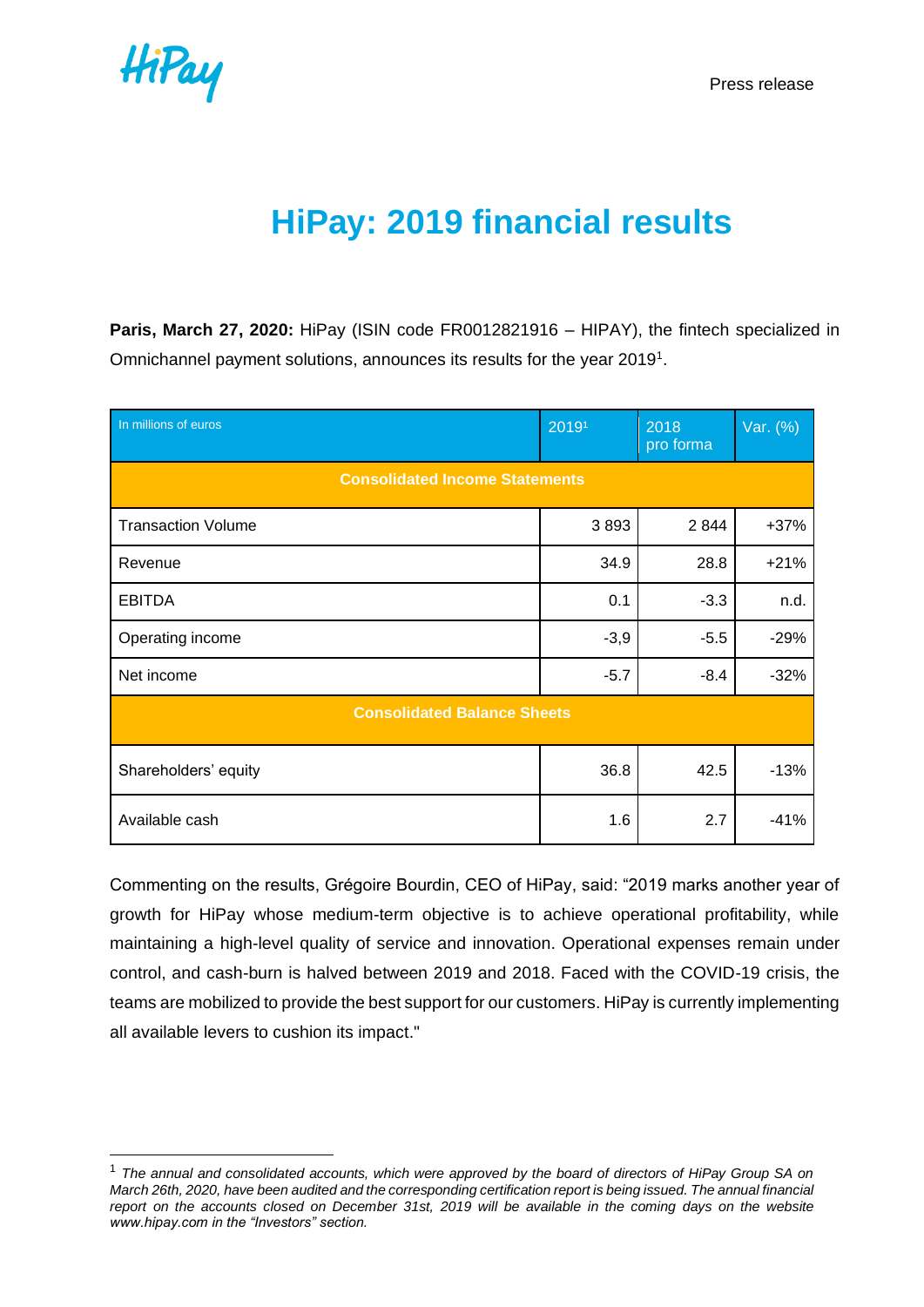# HiPay: 2019 financial results

**Paris, March 27, 2020:** HiPay (ISIN code FR0012821916 – HIPAY), the fintech specialized in Omnichannel payment solutions, announces its results for the year 2019[1].

| In millions of euros | 2019[1] | 2018 pro forma | Var. (%) |
|---|---|---|---|
| **Consolidated Income Statements** | | | |
| Transaction Volume | 3 893 | 2 844 | +37% |
| Revenue | 34.9 | 28.8 | +21% |
| EBITDA | 0.1 | -3.3 | n.d. |
| Operating income | -3,9 | -5.5 | -29% |
| Net income | -5.7 | -8.4 | -32% |
| **Consolidated Balance Sheets** | | | |
| Shareholders' equity | 36.8 | 42.5 | -13% |
| Available cash | 1.6 | 2.7 | -41% |

Commenting on the results, Grégoire Bourdin, CEO of HiPay, said: "2019 marks another year of growth for HiPay whose medium-term objective is to achieve operational profitability, while maintaining a high-level quality of service and innovation. Operational expenses remain under control, and cash-burn is halved between 2019 and 2018. Faced with the COVID-19 crisis, the teams are mobilized to provide the best support for our customers. HiPay is currently implementing all available levers to cushion its impact."

[1] *The annual and consolidated accounts, which were approved by the board of directors of HiPay Group SA on March 26th, 2020, have been audited and the corresponding certification report is being issued. The annual financial report on the accounts closed on December 31st, 2019 will be available in the coming days on the website www.hipay.com in the "Investors" section.*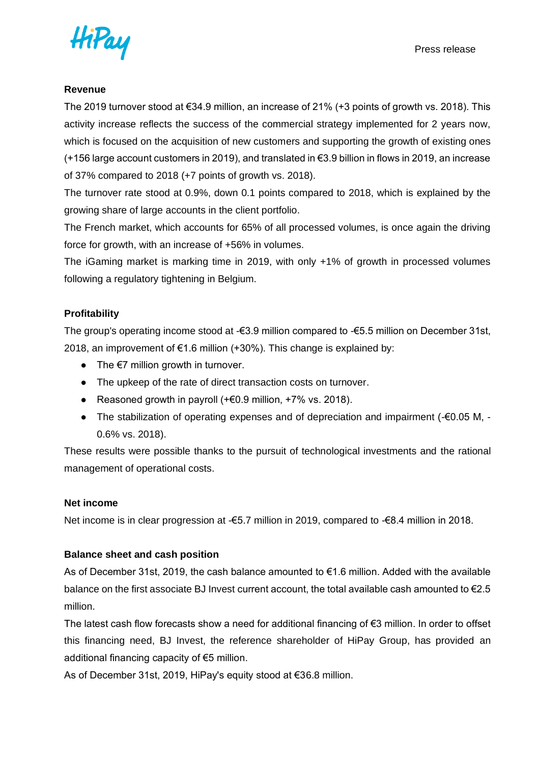**Revenue**

The 2019 turnover stood at €34.9 million, an increase of 21% (+3 points of growth vs. 2018). This activity increase reflects the success of the commercial strategy implemented for 2 years now, which is focused on the acquisition of new customers and supporting the growth of existing ones (+156 large account customers in 2019), and translated in €3.9 billion in flows in 2019, an increase of 37% compared to 2018 (+7 points of growth vs. 2018).

The turnover rate stood at 0.9%, down 0.1 points compared to 2018, which is explained by the growing share of large accounts in the client portfolio.

The French market, which accounts for 65% of all processed volumes, is once again the driving force for growth, with an increase of +56% in volumes.

The iGaming market is marking time in 2019, with only +1% of growth in processed volumes following a regulatory tightening in Belgium.

**Profitability**

The group's operating income stood at -€3.9 million compared to -€5.5 million on December 31st, 2018, an improvement of €1.6 million (+30%). This change is explained by:

- The €7 million growth in turnover.
- The upkeep of the rate of direct transaction costs on turnover.
- Reasoned growth in payroll (+€0.9 million, +7% vs. 2018).
- The stabilization of operating expenses and of depreciation and impairment (-€0.05 M, -0.6% vs. 2018).

These results were possible thanks to the pursuit of technological investments and the rational management of operational costs.

**Net income**

Net income is in clear progression at -€5.7 million in 2019, compared to -€8.4 million in 2018.

**Balance sheet and cash position**

As of December 31st, 2019, the cash balance amounted to €1.6 million. Added with the available balance on the first associate BJ Invest current account, the total available cash amounted to €2.5 million.

The latest cash flow forecasts show a need for additional financing of €3 million. In order to offset this financing need, BJ Invest, the reference shareholder of HiPay Group, has provided an additional financing capacity of €5 million.

As of December 31st, 2019, HiPay's equity stood at €36.8 million.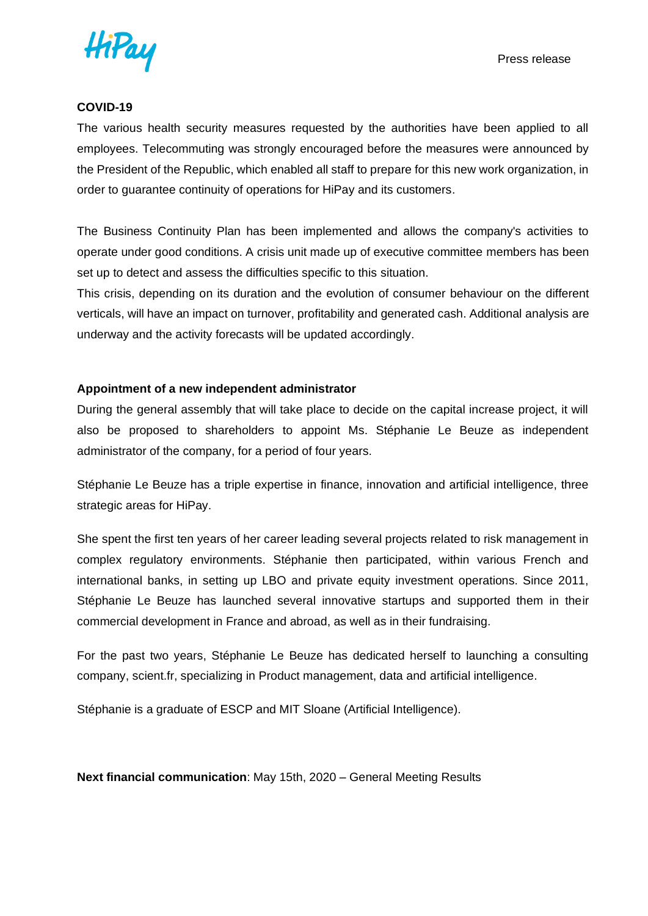**COVID-19**

The various health security measures requested by the authorities have been applied to all employees. Telecommuting was strongly encouraged before the measures were announced by the President of the Republic, which enabled all staff to prepare for this new work organization, in order to guarantee continuity of operations for HiPay and its customers.

The Business Continuity Plan has been implemented and allows the company's activities to operate under good conditions. A crisis unit made up of executive committee members has been set up to detect and assess the difficulties specific to this situation.
This crisis, depending on its duration and the evolution of consumer behaviour on the different verticals, will have an impact on turnover, profitability and generated cash. Additional analysis are underway and the activity forecasts will be updated accordingly.

**Appointment of a new independent administrator**

During the general assembly that will take place to decide on the capital increase project, it will also be proposed to shareholders to appoint Ms. Stéphanie Le Beuze as independent administrator of the company, for a period of four years.

Stéphanie Le Beuze has a triple expertise in finance, innovation and artificial intelligence, three strategic areas for HiPay.

She spent the first ten years of her career leading several projects related to risk management in complex regulatory environments. Stéphanie then participated, within various French and international banks, in setting up LBO and private equity investment operations. Since 2011, Stéphanie Le Beuze has launched several innovative startups and supported them in their commercial development in France and abroad, as well as in their fundraising.

For the past two years, Stéphanie Le Beuze has dedicated herself to launching a consulting company, scient.fr, specializing in Product management, data and artificial intelligence.

Stéphanie is a graduate of ESCP and MIT Sloane (Artificial Intelligence).

**Next financial communication**: May 15th, 2020 – General Meeting Results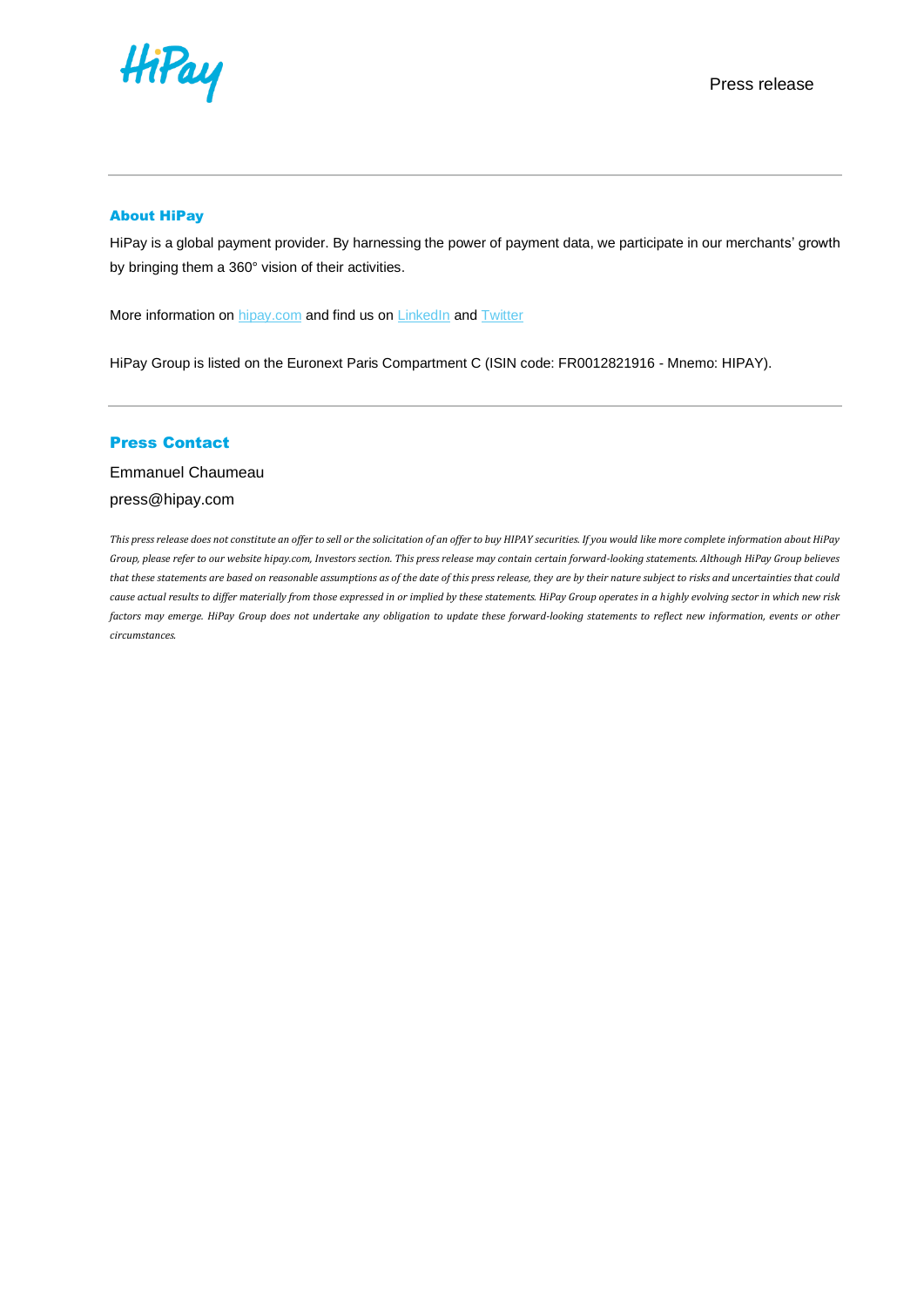## About HiPay

HiPay is a global payment provider. By harnessing the power of payment data, we participate in our merchants' growth by bringing them a 360° vision of their activities.

More information on hipay.com and find us on LinkedIn and Twitter

HiPay Group is listed on the Euronext Paris Compartment C (ISIN code: FR0012821916 - Mnemo: HIPAY).

## Press Contact

Emmanuel Chaumeau

press@hipay.com

*This press release does not constitute an offer to sell or the solicitation of an offer to buy HIPAY securities. If you would like more complete information about HiPay Group, please refer to our website hipay.com, Investors section. This press release may contain certain forward-looking statements. Although HiPay Group believes that these statements are based on reasonable assumptions as of the date of this press release, they are by their nature subject to risks and uncertainties that could cause actual results to differ materially from those expressed in or implied by these statements. HiPay Group operates in a highly evolving sector in which new risk factors may emerge. HiPay Group does not undertake any obligation to update these forward-looking statements to reflect new information, events or other circumstances.*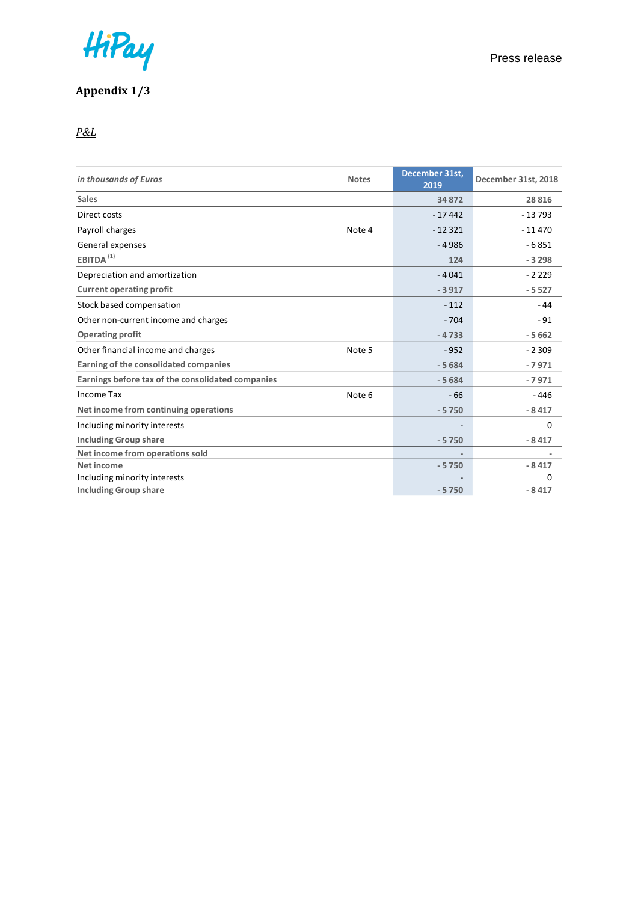Press release

## Appendix 1/3

*P&L*

| *in thousands of Euros* | Notes | December 31st, 2019 | December 31st, 2018 |
|---|---|---|---|
| Sales | | 34 872 | 28 816 |
| Direct costs | | - 17 442 | - 13 793 |
| Payroll charges | Note 4 | - 12 321 | - 11 470 |
| General expenses | | - 4 986 | - 6 851 |
| EBITDA [(1)] | | 124 | - 3 298 |
| Depreciation and amortization | | - 4 041 | - 2 229 |
| Current operating profit | | - 3 917 | - 5 527 |
| Stock based compensation | | - 112 | - 44 |
| Other non-current income and charges | | - 704 | - 91 |
| Operating profit | | - 4 733 | - 5 662 |
| Other financial income and charges | Note 5 | - 952 | - 2 309 |
| Earning of the consolidated companies | | - 5 684 | - 7 971 |
| Earnings before tax of the consolidated companies | | - 5 684 | - 7 971 |
| Income Tax | Note 6 | - 66 | - 446 |
| Net income from continuing operations | | - 5 750 | - 8 417 |
| Including minority interests | | - | 0 |
| Including Group share | | - 5 750 | - 8 417 |
| Net income from operations sold | | - | - |
| Net income | | - 5 750 | - 8 417 |
| Including minority interests | | - | 0 |
| Including Group share | | - 5 750 | - 8 417 |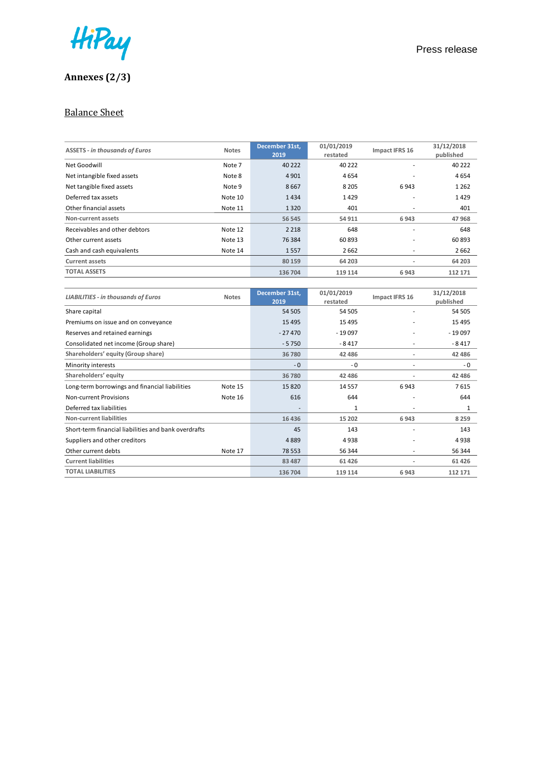# Annexes (2/3)

## Balance Sheet

| *ASSETS - in thousands of Euros* | Notes | December 31st, 2019 | 01/01/2019 restated | Impact IFRS 16 | 31/12/2018 published |
|---|---|---|---|---|---|
| Net Goodwill | Note 7 | 40 222 | 40 222 | - | 40 222 |
| Net intangible fixed assets | Note 8 | 4 901 | 4 654 | - | 4 654 |
| Net tangible fixed assets | Note 9 | 8 667 | 8 205 | 6 943 | 1 262 |
| Deferred tax assets | Note 10 | 1 434 | 1 429 | - | 1 429 |
| Other financial assets | Note 11 | 1 320 | 401 | - | 401 |
| Non-current assets | | 56 545 | 54 911 | 6 943 | 47 968 |
| Receivables and other debtors | Note 12 | 2 218 | 648 | - | 648 |
| Other current assets | Note 13 | 76 384 | 60 893 | - | 60 893 |
| Cash and cash equivalents | Note 14 | 1 557 | 2 662 | - | 2 662 |
| Current assets | | 80 159 | 64 203 | - | 64 203 |
| TOTAL ASSETS | | 136 704 | 119 114 | 6 943 | 112 171 |

| *LIABILITIES - in thousands of Euros* | Notes | December 31st, 2019 | 01/01/2019 restated | Impact IFRS 16 | 31/12/2018 published |
|---|---|---|---|---|---|
| Share capital | | 54 505 | 54 505 | - | 54 505 |
| Premiums on issue and on conveyance | | 15 495 | 15 495 | - | 15 495 |
| Reserves and retained earnings | | - 27 470 | - 19 097 | - | - 19 097 |
| Consolidated net income (Group share) | | - 5 750 | - 8 417 | - | - 8 417 |
| Shareholders' equity (Group share) | | 36 780 | 42 486 | - | 42 486 |
| Minority interests | | - 0 | - 0 | - | - 0 |
| Shareholders' equity | | 36 780 | 42 486 | - | 42 486 |
| Long-term borrowings and financial liabilities | Note 15 | 15 820 | 14 557 | 6 943 | 7 615 |
| Non-current Provisions | Note 16 | 616 | 644 | - | 644 |
| Deferred tax liabilities | | - | 1 | - | 1 |
| Non-current liabilities | | 16 436 | 15 202 | 6 943 | 8 259 |
| Short-term financial liabilities and bank overdrafts | | 45 | 143 | - | 143 |
| Suppliers and other creditors | | 4 889 | 4 938 | - | 4 938 |
| Other current debts | Note 17 | 78 553 | 56 344 | - | 56 344 |
| Current liabilities | | 83 487 | 61 426 | - | 61 426 |
| TOTAL LIABILITIES | | 136 704 | 119 114 | 6 943 | 112 171 |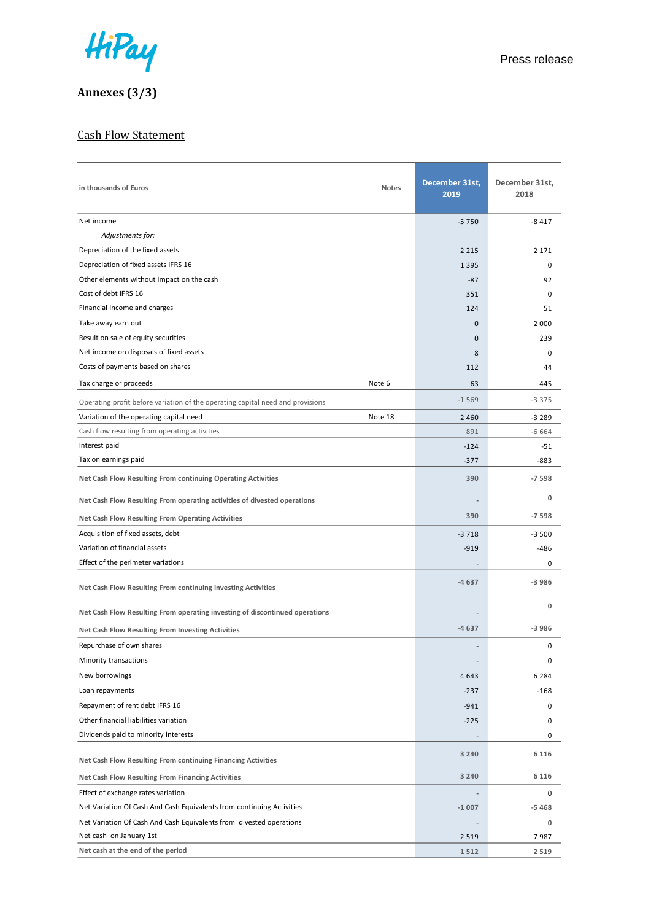## Annexes (3/3)

### Cash Flow Statement

| in thousands of Euros | Notes | December 31st, 2019 | December 31st, 2018 |
|---|---|---|---|
| Net income | | -5 750 | -8 417 |
| *Adjustments for:* | | | |
| Depreciation of the fixed assets | | 2 215 | 2 171 |
| Depreciation of fixed assets IFRS 16 | | 1 395 | 0 |
| Other elements without impact on the cash | | -87 | 92 |
| Cost of debt IFRS 16 | | 351 | 0 |
| Financial income and charges | | 124 | 51 |
| Take away earn out | | 0 | 2 000 |
| Result on sale of equity securities | | 0 | 239 |
| Net income on disposals of fixed assets | | 8 | 0 |
| Costs of payments based on shares | | 112 | 44 |
| Tax charge or proceeds | Note 6 | 63 | 445 |
| Operating profit before variation of the operating capital need and provisions | | -1 569 | -3 375 |
| Variation of the operating capital need | Note 18 | 2 460 | -3 289 |
| Cash flow resulting from operating activities | | 891 | -6 664 |
| Interest paid | | -124 | -51 |
| Tax on earnings paid | | -377 | -883 |
| **Net Cash Flow Resulting From continuing Operating Activities** | | **390** | **-7 598** |
| **Net Cash Flow Resulting From operating activities of divested operations** | | - | 0 |
| **Net Cash Flow Resulting From Operating Activities** | | **390** | **-7 598** |
| Acquisition of fixed assets, debt | | -3 718 | -3 500 |
| Variation of financial assets | | -919 | -486 |
| Effect of the perimeter variations | | - | 0 |
| **Net Cash Flow Resulting From continuing investing Activities** | | **-4 637** | **-3 986** |
| **Net Cash Flow Resulting From operating investing of discontinued operations** | | - | 0 |
| **Net Cash Flow Resulting From Investing Activities** | | **-4 637** | **-3 986** |
| Repurchase of own shares | | - | 0 |
| Minority transactions | | - | 0 |
| New borrowings | | 4 643 | 6 284 |
| Loan repayments | | -237 | -168 |
| Repayment of rent debt IFRS 16 | | -941 | 0 |
| Other financial liabilities variation | | -225 | 0 |
| Dividends paid to minority interests | | - | 0 |
| **Net Cash Flow Resulting From continuing Financing Activities** | | **3 240** | **6 116** |
| **Net Cash Flow Resulting From Financing Activities** | | **3 240** | **6 116** |
| Effect of exchange rates variation | | - | 0 |
| Net Variation Of Cash And Cash Equivalents from continuing Activities | | -1 007 | -5 468 |
| Net Variation Of Cash And Cash Equivalents from divested operations | | - | 0 |
| Net cash on January 1st | | 2 519 | 7 987 |
| **Net cash at the end of the period** | | **1 512** | **2 519** |